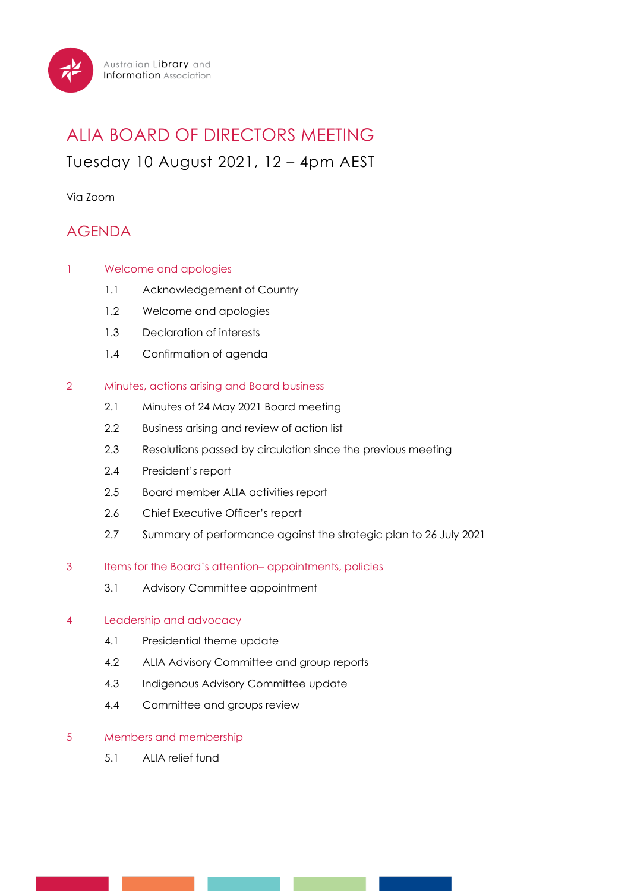Australian Library and Information Association

# ALIA BOARD OF DIRECTORS MEETING

Tuesday 10 August 2021, 12 – 4pm AEST

Via Zoom

## AGENDA

1 Welcome and apologies

- 1.1 Acknowledgement of Country
- 1.2 Welcome and apologies
- 1.3 Declaration of interests
- 1.4 Confirmation of agenda

2 Minutes, actions arising and Board business

- 2.1 Minutes of 24 May 2021 Board meeting
- 2.2 Business arising and review of action list
- 2.3 Resolutions passed by circulation since the previous meeting
- 2.4 President's report
- 2.5 Board member ALIA activities report
- 2.6 Chief Executive Officer's report
- 2.7 Summary of performance against the strategic plan to 26 July 2021

3 Items for the Board's attention– appointments, policies

- 3.1 Advisory Committee appointment

4 Leadership and advocacy

- 4.1 Presidential theme update
- 4.2 ALIA Advisory Committee and group reports
- 4.3 Indigenous Advisory Committee update
- 4.4 Committee and groups review

5 Members and membership

- 5.1 ALIA relief fund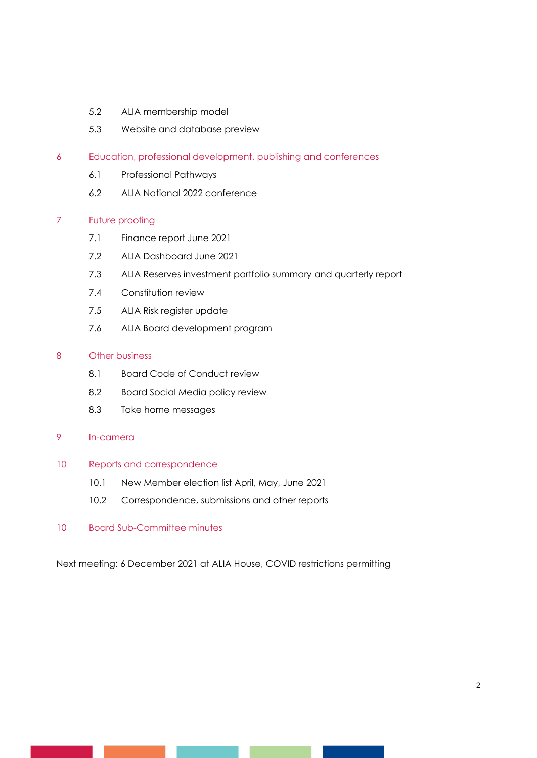5.2 ALIA membership model

5.3 Website and database preview

## 6 Education, professional development, publishing and conferences

6.1 Professional Pathways

6.2 ALIA National 2022 conference

## 7 Future proofing

7.1 Finance report June 2021

7.2 ALIA Dashboard June 2021

7.3 ALIA Reserves investment portfolio summary and quarterly report

7.4 Constitution review

7.5 ALIA Risk register update

7.6 ALIA Board development program

## 8 Other business

8.1 Board Code of Conduct review

8.2 Board Social Media policy review

8.3 Take home messages

## 9 In-camera

## 10 Reports and correspondence

10.1 New Member election list April, May, June 2021

10.2 Correspondence, submissions and other reports

## 10 Board Sub-Committee minutes

Next meeting: 6 December 2021 at ALIA House, COVID restrictions permitting